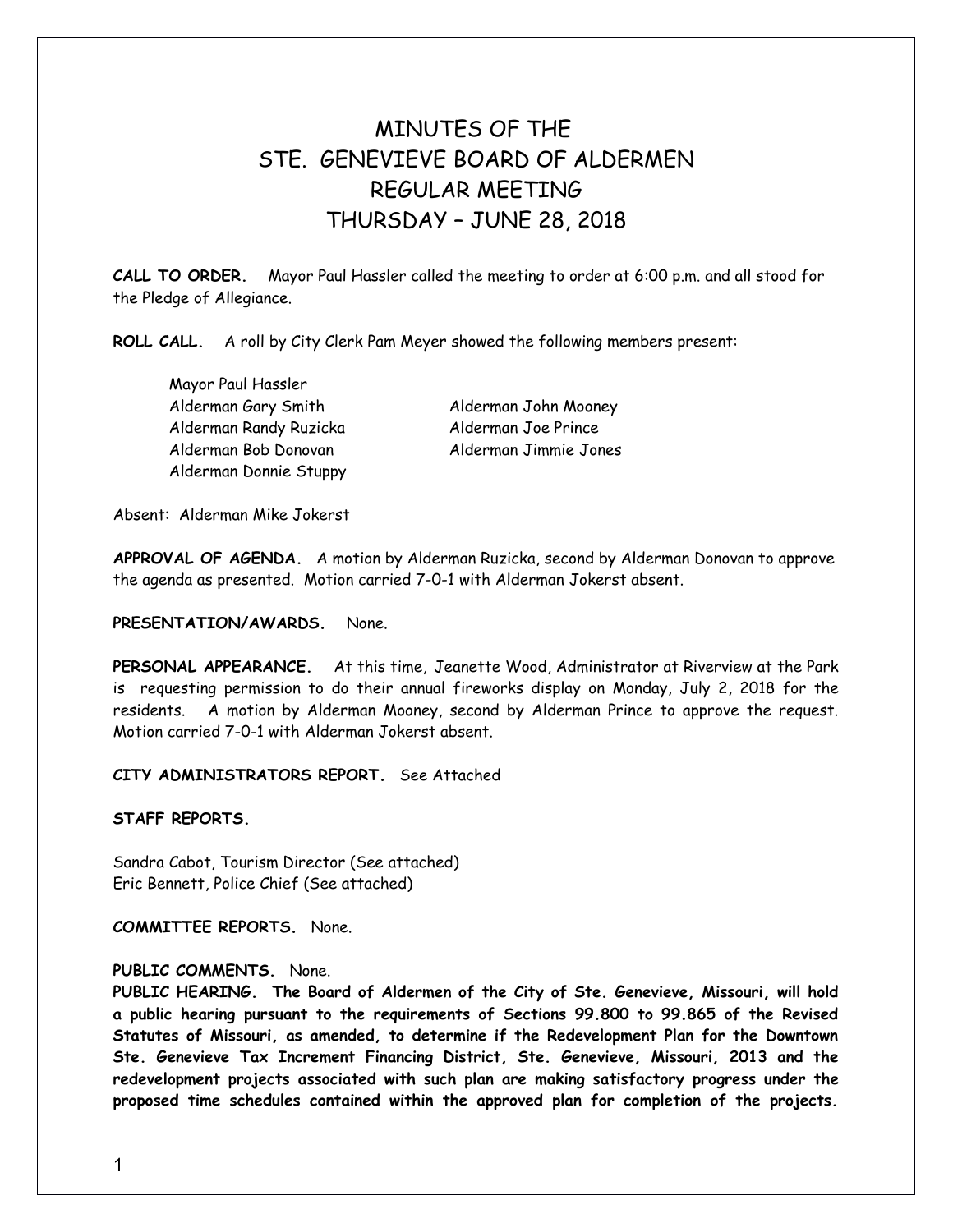# MINUTES OF THE STE. GENEVIEVE BOARD OF ALDERMEN REGULAR MEETING THURSDAY – JUNE 28, 2018

**CALL TO ORDER.** Mayor Paul Hassler called the meeting to order at 6:00 p.m. and all stood for the Pledge of Allegiance.

**ROLL CALL.** A roll by City Clerk Pam Meyer showed the following members present:

Mayor Paul Hassler
Alderman Gary Smith
Alderman Randy Ruzicka
Alderman Bob Donovan
Alderman Donnie Stuppy
Alderman John Mooney
Alderman Joe Prince
Alderman Jimmie Jones

Absent: Alderman Mike Jokerst

**APPROVAL OF AGENDA.** A motion by Alderman Ruzicka, second by Alderman Donovan to approve the agenda as presented. Motion carried 7-0-1 with Alderman Jokerst absent.

**PRESENTATION/AWARDS.** None.

**PERSONAL APPEARANCE.** At this time, Jeanette Wood, Administrator at Riverview at the Park is requesting permission to do their annual fireworks display on Monday, July 2, 2018 for the residents. A motion by Alderman Mooney, second by Alderman Prince to approve the request. Motion carried 7-0-1 with Alderman Jokerst absent.

**CITY ADMINISTRATORS REPORT.** See Attached

**STAFF REPORTS.**

Sandra Cabot, Tourism Director (See attached)
Eric Bennett, Police Chief (See attached)

**COMMITTEE REPORTS.** None.

**PUBLIC COMMENTS.** None.

**PUBLIC HEARING. The Board of Aldermen of the City of Ste. Genevieve, Missouri, will hold a public hearing pursuant to the requirements of Sections 99.800 to 99.865 of the Revised Statutes of Missouri, as amended, to determine if the Redevelopment Plan for the Downtown Ste. Genevieve Tax Increment Financing District, Ste. Genevieve, Missouri, 2013 and the redevelopment projects associated with such plan are making satisfactory progress under the proposed time schedules contained within the approved plan for completion of the projects.**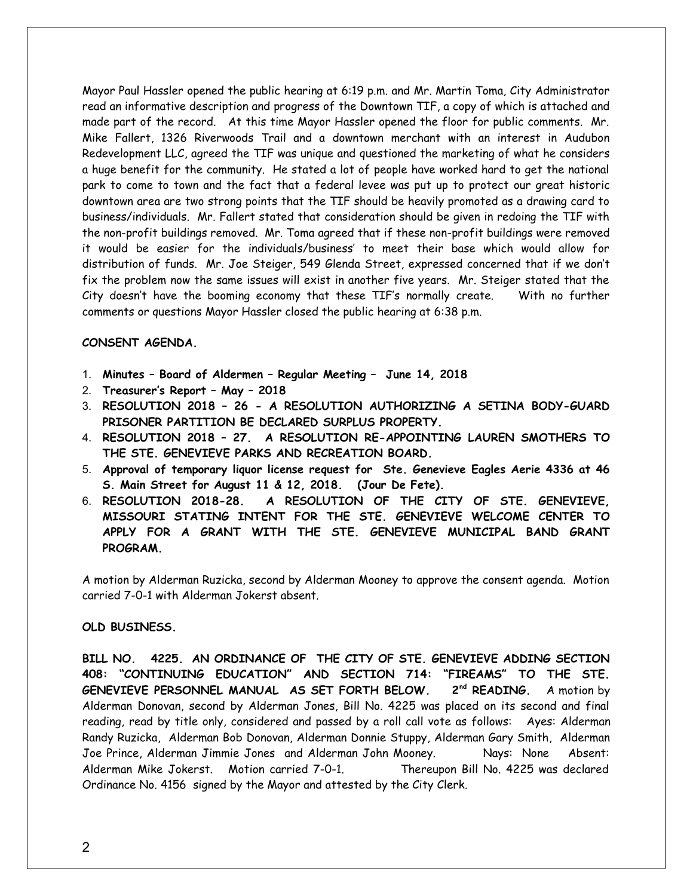Mayor Paul Hassler opened the public hearing at 6:19 p.m. and Mr. Martin Toma, City Administrator read an informative description and progress of the Downtown TIF, a copy of which is attached and made part of the record. At this time Mayor Hassler opened the floor for public comments. Mr. Mike Fallert, 1326 Riverwoods Trail and a downtown merchant with an interest in Audubon Redevelopment LLC, agreed the TIF was unique and questioned the marketing of what he considers a huge benefit for the community. He stated a lot of people have worked hard to get the national park to come to town and the fact that a federal levee was put up to protect our great historic downtown area are two strong points that the TIF should be heavily promoted as a drawing card to business/individuals. Mr. Fallert stated that consideration should be given in redoing the TIF with the non-profit buildings removed. Mr. Toma agreed that if these non-profit buildings were removed it would be easier for the individuals/business' to meet their base which would allow for distribution of funds. Mr. Joe Steiger, 549 Glenda Street, expressed concerned that if we don't fix the problem now the same issues will exist in another five years. Mr. Steiger stated that the City doesn't have the booming economy that these TIF's normally create. With no further comments or questions Mayor Hassler closed the public hearing at 6:38 p.m.

**CONSENT AGENDA.**

1. **Minutes – Board of Aldermen – Regular Meeting – June 14, 2018**
2. **Treasurer's Report – May – 2018**
3. **RESOLUTION 2018 – 26 - A RESOLUTION AUTHORIZING A SETINA BODY-GUARD PRISONER PARTITION BE DECLARED SURPLUS PROPERTY.**
4. **RESOLUTION 2018 – 27. A RESOLUTION RE-APPOINTING LAUREN SMOTHERS TO THE STE. GENEVIEVE PARKS AND RECREATION BOARD.**
5. **Approval of temporary liquor license request for Ste. Genevieve Eagles Aerie 4336 at 46 S. Main Street for August 11 & 12, 2018. (Jour De Fete).**
6. **RESOLUTION 2018-28. A RESOLUTION OF THE CITY OF STE. GENEVIEVE, MISSOURI STATING INTENT FOR THE STE. GENEVIEVE WELCOME CENTER TO APPLY FOR A GRANT WITH THE STE. GENEVIEVE MUNICIPAL BAND GRANT PROGRAM.**

A motion by Alderman Ruzicka, second by Alderman Mooney to approve the consent agenda. Motion carried 7-0-1 with Alderman Jokerst absent.

**OLD BUSINESS.**

**BILL NO. 4225. AN ORDINANCE OF THE CITY OF STE. GENEVIEVE ADDING SECTION 408: "CONTINUING EDUCATION" AND SECTION 714: "FIREAMS" TO THE STE. GENEVIEVE PERSONNEL MANUAL AS SET FORTH BELOW. 2nd READING.** A motion by Alderman Donovan, second by Alderman Jones, Bill No. 4225 was placed on its second and final reading, read by title only, considered and passed by a roll call vote as follows: Ayes: Alderman Randy Ruzicka, Alderman Bob Donovan, Alderman Donnie Stuppy, Alderman Gary Smith, Alderman Joe Prince, Alderman Jimmie Jones and Alderman John Mooney. Nays: None Absent: Alderman Mike Jokerst. Motion carried 7-0-1. Thereupon Bill No. 4225 was declared Ordinance No. 4156 signed by the Mayor and attested by the City Clerk.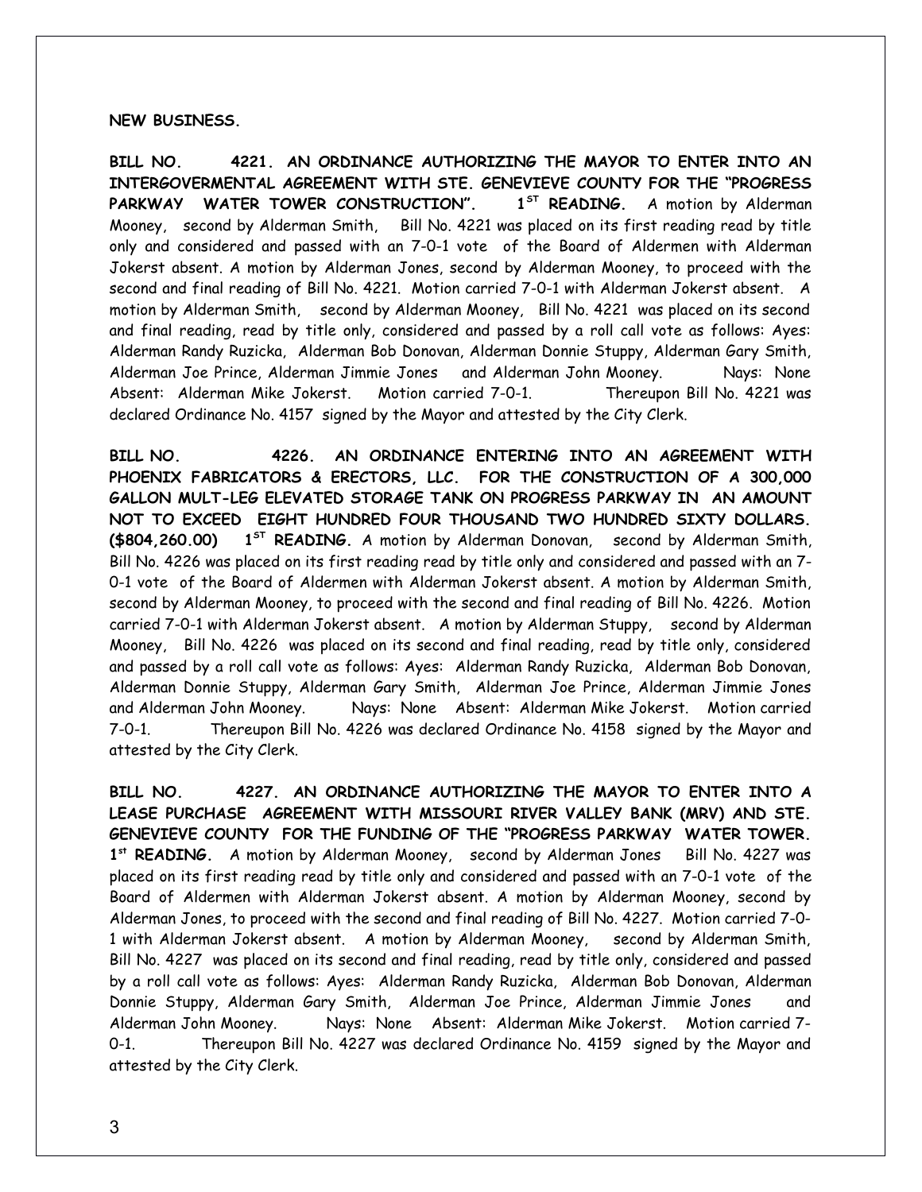**NEW BUSINESS.**

**BILL NO. 4221. AN ORDINANCE AUTHORIZING THE MAYOR TO ENTER INTO AN INTERGOVERMENTAL AGREEMENT WITH STE. GENEVIEVE COUNTY FOR THE "PROGRESS PARKWAY WATER TOWER CONSTRUCTION". 1ST READING.** A motion by Alderman Mooney, second by Alderman Smith, Bill No. 4221 was placed on its first reading read by title only and considered and passed with an 7-0-1 vote of the Board of Aldermen with Alderman Jokerst absent. A motion by Alderman Jones, second by Alderman Mooney, to proceed with the second and final reading of Bill No. 4221. Motion carried 7-0-1 with Alderman Jokerst absent. A motion by Alderman Smith, second by Alderman Mooney, Bill No. 4221 was placed on its second and final reading, read by title only, considered and passed by a roll call vote as follows: Ayes: Alderman Randy Ruzicka, Alderman Bob Donovan, Alderman Donnie Stuppy, Alderman Gary Smith, Alderman Joe Prince, Alderman Jimmie Jones and Alderman John Mooney. Nays: None Absent: Alderman Mike Jokerst. Motion carried 7-0-1. Thereupon Bill No. 4221 was declared Ordinance No. 4157 signed by the Mayor and attested by the City Clerk.

**BILL NO. 4226. AN ORDINANCE ENTERING INTO AN AGREEMENT WITH PHOENIX FABRICATORS & ERECTORS, LLC. FOR THE CONSTRUCTION OF A 300,000 GALLON MULT-LEG ELEVATED STORAGE TANK ON PROGRESS PARKWAY IN AN AMOUNT NOT TO EXCEED EIGHT HUNDRED FOUR THOUSAND TWO HUNDRED SIXTY DOLLARS. ($804,260.00) 1ST READING.** A motion by Alderman Donovan, second by Alderman Smith, Bill No. 4226 was placed on its first reading read by title only and considered and passed with an 7-0-1 vote of the Board of Aldermen with Alderman Jokerst absent. A motion by Alderman Smith, second by Alderman Mooney, to proceed with the second and final reading of Bill No. 4226. Motion carried 7-0-1 with Alderman Jokerst absent. A motion by Alderman Stuppy, second by Alderman Mooney, Bill No. 4226 was placed on its second and final reading, read by title only, considered and passed by a roll call vote as follows: Ayes: Alderman Randy Ruzicka, Alderman Bob Donovan, Alderman Donnie Stuppy, Alderman Gary Smith, Alderman Joe Prince, Alderman Jimmie Jones and Alderman John Mooney. Nays: None Absent: Alderman Mike Jokerst. Motion carried 7-0-1. Thereupon Bill No. 4226 was declared Ordinance No. 4158 signed by the Mayor and attested by the City Clerk.

**BILL NO. 4227. AN ORDINANCE AUTHORIZING THE MAYOR TO ENTER INTO A LEASE PURCHASE AGREEMENT WITH MISSOURI RIVER VALLEY BANK (MRV) AND STE. GENEVIEVE COUNTY FOR THE FUNDING OF THE "PROGRESS PARKWAY WATER TOWER. 1st READING.** A motion by Alderman Mooney, second by Alderman Jones Bill No. 4227 was placed on its first reading read by title only and considered and passed with an 7-0-1 vote of the Board of Aldermen with Alderman Jokerst absent. A motion by Alderman Mooney, second by Alderman Jones, to proceed with the second and final reading of Bill No. 4227. Motion carried 7-0-1 with Alderman Jokerst absent. A motion by Alderman Mooney, second by Alderman Smith, Bill No. 4227 was placed on its second and final reading, read by title only, considered and passed by a roll call vote as follows: Ayes: Alderman Randy Ruzicka, Alderman Bob Donovan, Alderman Donnie Stuppy, Alderman Gary Smith, Alderman Joe Prince, Alderman Jimmie Jones and Alderman John Mooney. Nays: None Absent: Alderman Mike Jokerst. Motion carried 7-0-1. Thereupon Bill No. 4227 was declared Ordinance No. 4159 signed by the Mayor and attested by the City Clerk.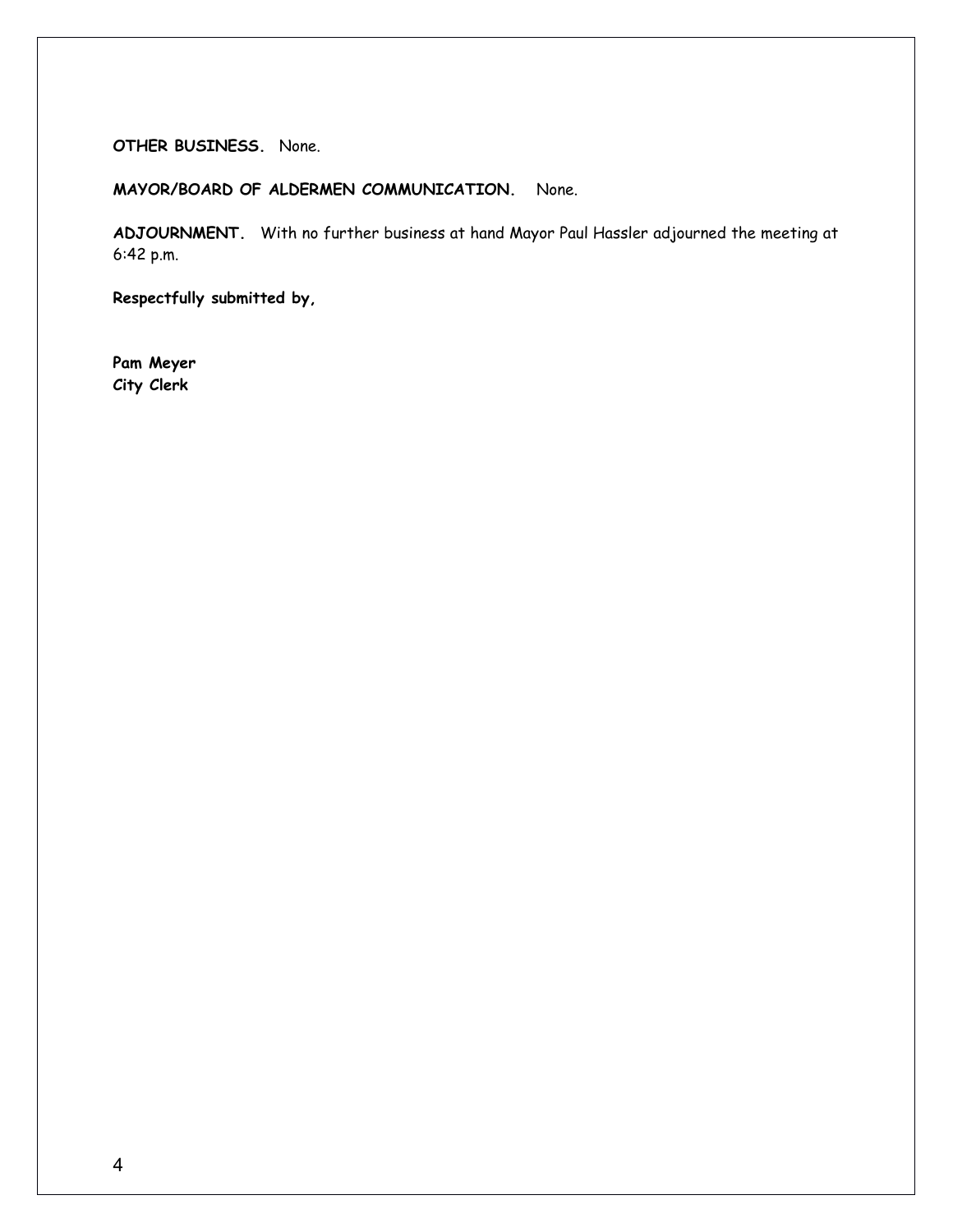**OTHER BUSINESS.** None.

**MAYOR/BOARD OF ALDERMEN COMMUNICATION.** None.

**ADJOURNMENT.** With no further business at hand Mayor Paul Hassler adjourned the meeting at 6:42 p.m.

**Respectfully submitted by,**

**Pam Meyer**
**City Clerk**